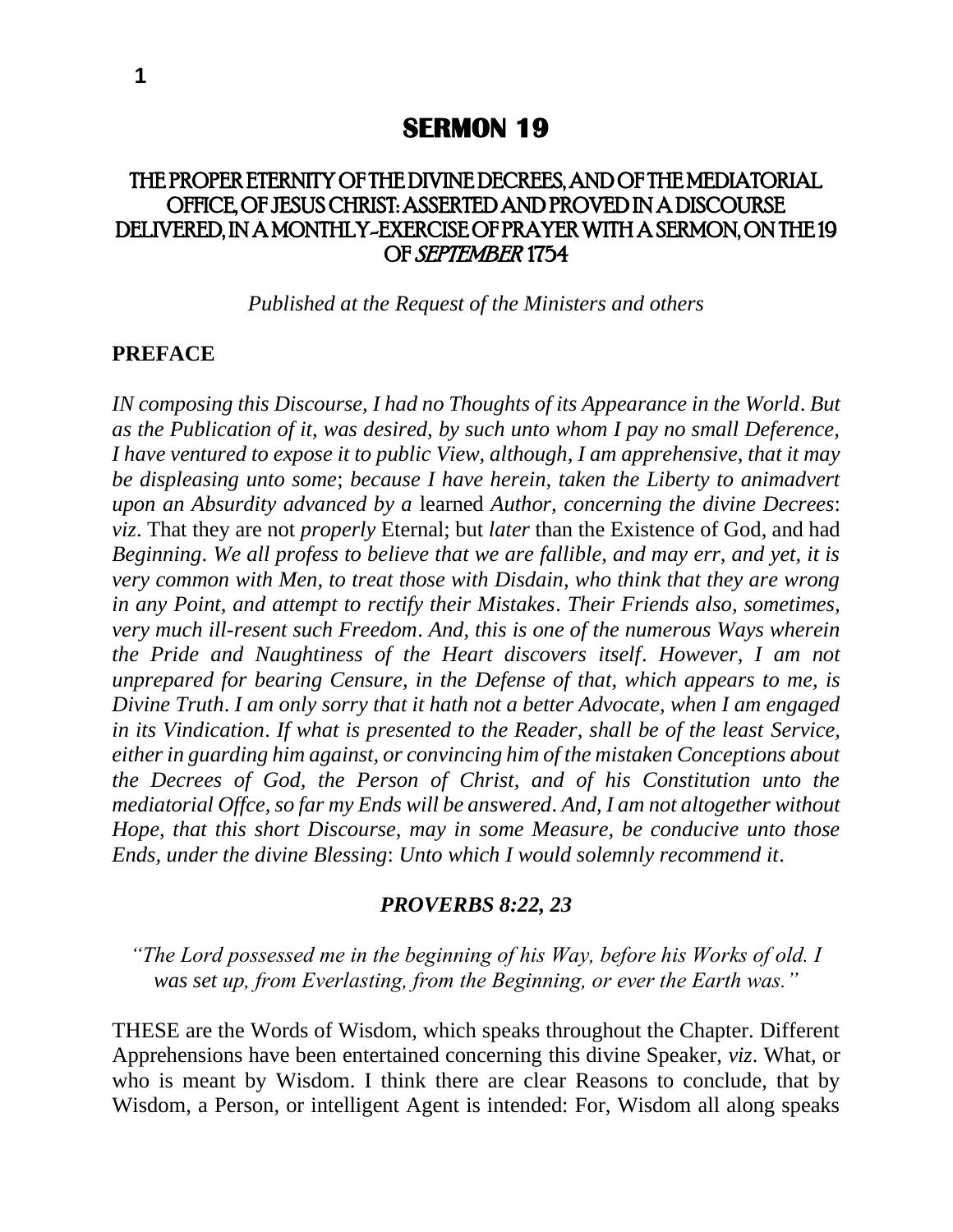# SERMON 19

## THE PROPER ETERNITY OF THE DIVINE DECREES, AND OF THE MEDIATORIAL OFFICE, OF JESUS CHRIST: ASSERTED AND PROVED IN A DISCOURSE DELIVERED, IN A MONTHLY-EXERCISE OF PRAYER WITH A SERMON, ON THE 19 OF *SEPTEMBER* 1754

*Published at the Request of the Ministers and others*

**PREFACE**

*IN composing this Discourse, I had no Thoughts of its Appearance in the World. But as the Publication of it, was desired, by such unto whom I pay no small Deference, I have ventured to expose it to public View, although, I am apprehensive, that it may be displeasing unto some; because I have herein, taken the Liberty to animadvert upon an Absurdity advanced by a* learned *Author, concerning the divine Decrees: viz.* That they are not *properly* Eternal; but *later* than the Existence of God, and had *Beginning*. *We all profess to believe that we are fallible, and may err, and yet, it is very common with Men, to treat those with Disdain, who think that they are wrong in any Point, and attempt to rectify their Mistakes. Their Friends also, sometimes, very much ill-resent such Freedom. And, this is one of the numerous Ways wherein the Pride and Naughtiness of the Heart discovers itself. However, I am not unprepared for bearing Censure, in the Defense of that, which appears to me, is Divine Truth. I am only sorry that it hath not a better Advocate, when I am engaged in its Vindication. If what is presented to the Reader, shall be of the least Service, either in guarding him against, or convincing him of the mistaken Conceptions about the Decrees of God, the Person of Christ, and of his Constitution unto the mediatorial Offce, so far my Ends will be answered. And, I am not altogether without Hope, that this short Discourse, may in some Measure, be conducive unto those Ends, under the divine Blessing: Unto which I would solemnly recommend it.*

***PROVERBS 8:22, 23***

*"The Lord possessed me in the beginning of his Way, before his Works of old. I was set up, from Everlasting, from the Beginning, or ever the Earth was."*

THESE are the Words of Wisdom, which speaks throughout the Chapter. Different Apprehensions have been entertained concerning this divine Speaker, *viz*. What, or who is meant by Wisdom. I think there are clear Reasons to conclude, that by Wisdom, a Person, or intelligent Agent is intended: For, Wisdom all along speaks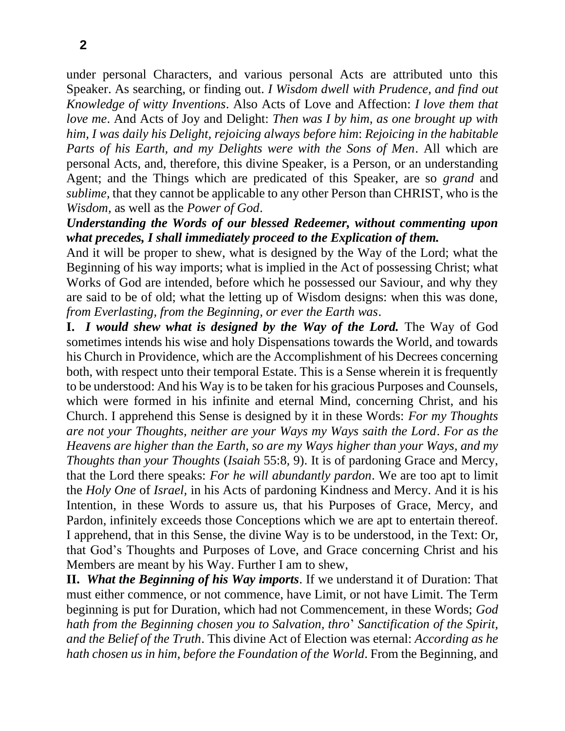under personal Characters, and various personal Acts are attributed unto this Speaker. As searching, or finding out. *I Wisdom dwell with Prudence, and find out Knowledge of witty Inventions*. Also Acts of Love and Affection: *I love them that love me*. And Acts of Joy and Delight: *Then was I by him, as one brought up with him, I was daily his Delight, rejoicing always before him*: *Rejoicing in the habitable Parts of his Earth, and my Delights were with the Sons of Men*. All which are personal Acts, and, therefore, this divine Speaker, is a Person, or an understanding Agent; and the Things which are predicated of this Speaker, are so *grand* and *sublime,* that they cannot be applicable to any other Person than CHRIST, who is the *Wisdom,* as well as the *Power of God*.

***Understanding the Words of our blessed Redeemer, without commenting upon what precedes, I shall immediately proceed to the Explication of them.***

And it will be proper to shew, what is designed by the Way of the Lord; what the Beginning of his way imports; what is implied in the Act of possessing Christ; what Works of God are intended, before which he possessed our Saviour, and why they are said to be of old; what the letting up of Wisdom designs: when this was done, *from Everlasting, from the Beginning, or ever the Earth was*.

**I.** ***I would shew what is designed by the Way of the Lord.*** The Way of God sometimes intends his wise and holy Dispensations towards the World, and towards his Church in Providence, which are the Accomplishment of his Decrees concerning both, with respect unto their temporal Estate. This is a Sense wherein it is frequently to be understood: And his Way is to be taken for his gracious Purposes and Counsels, which were formed in his infinite and eternal Mind, concerning Christ, and his Church. I apprehend this Sense is designed by it in these Words: *For my Thoughts are not your Thoughts, neither are your Ways my Ways saith the Lord*. *For as the Heavens are higher than the Earth, so are my Ways higher than your Ways, and my Thoughts than your Thoughts* (*Isaiah* 55:8, 9). It is of pardoning Grace and Mercy, that the Lord there speaks: *For he will abundantly pardon*. We are too apt to limit the *Holy One* of *Israel,* in his Acts of pardoning Kindness and Mercy. And it is his Intention, in these Words to assure us, that his Purposes of Grace, Mercy, and Pardon, infinitely exceeds those Conceptions which we are apt to entertain thereof. I apprehend, that in this Sense, the divine Way is to be understood, in the Text: Or, that God's Thoughts and Purposes of Love, and Grace concerning Christ and his Members are meant by his Way. Further I am to shew,

**II.** ***What the Beginning of his Way imports***. If we understand it of Duration: That must either commence, or not commence, have Limit, or not have Limit. The Term beginning is put for Duration, which had not Commencement, in these Words; *God hath from the Beginning chosen you to Salvation, thro*' *Sanctification of the Spirit, and the Belief of the Truth*. This divine Act of Election was eternal: *According as he hath chosen us in him, before the Foundation of the World*. From the Beginning, and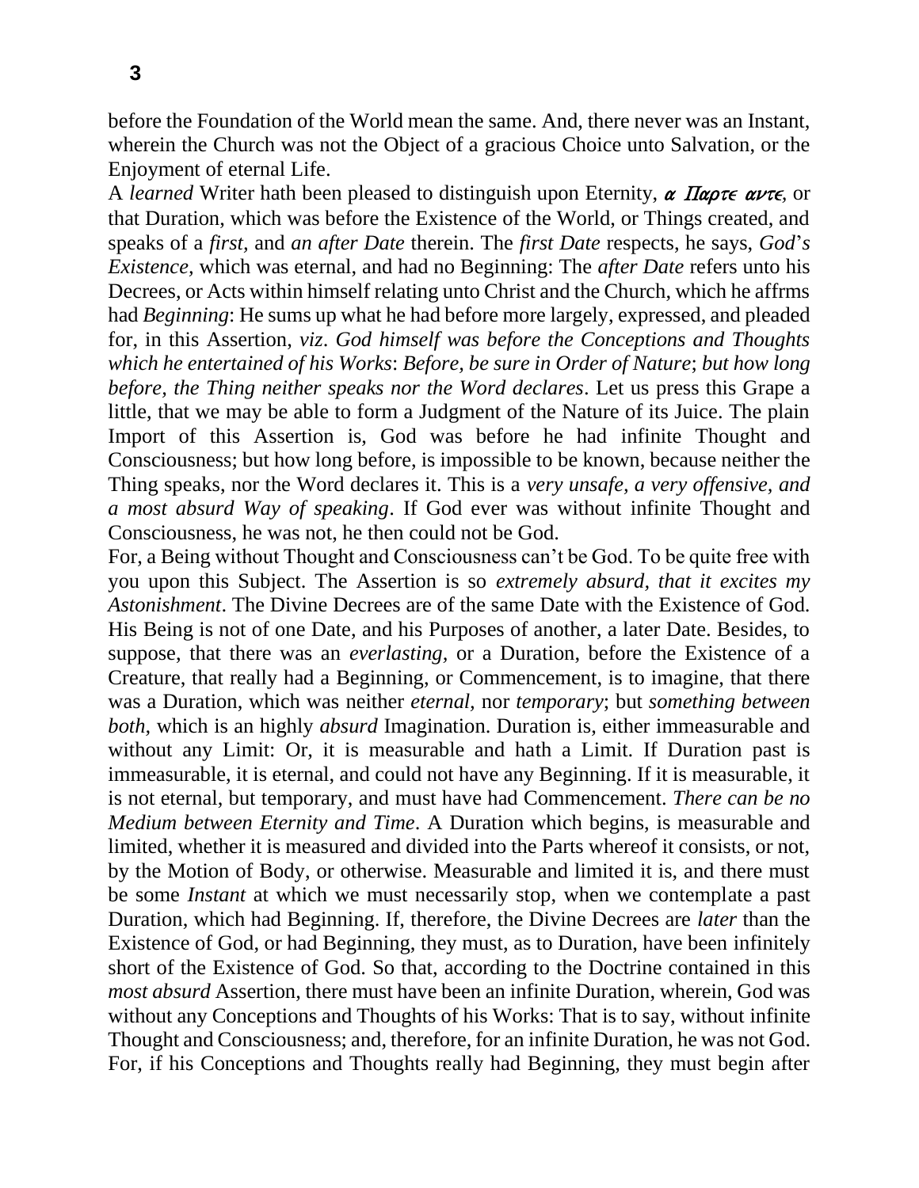before the Foundation of the World mean the same. And, there never was an Instant, wherein the Church was not the Object of a gracious Choice unto Salvation, or the Enjoyment of eternal Life.

A *learned* Writer hath been pleased to distinguish upon Eternity, *α Παρτε αντε*, or that Duration, which was before the Existence of the World, or Things created, and speaks of a *first,* and *an after Date* therein. The *first Date* respects, he says, *God*'*s Existence,* which was eternal, and had no Beginning: The *after Date* refers unto his Decrees, or Acts within himself relating unto Christ and the Church, which he affrms had *Beginning*: He sums up what he had before more largely, expressed, and pleaded for, in this Assertion, *viz*. *God himself was before the Conceptions and Thoughts which he entertained of his Works*: *Before, be sure in Order of Nature*; *but how long before, the Thing neither speaks nor the Word declares*. Let us press this Grape a little, that we may be able to form a Judgment of the Nature of its Juice. The plain Import of this Assertion is, God was before he had infinite Thought and Consciousness; but how long before, is impossible to be known, because neither the Thing speaks, nor the Word declares it. This is a *very unsafe, a very offensive, and a most absurd Way of speaking*. If God ever was without infinite Thought and Consciousness, he was not, he then could not be God.

For, a Being without Thought and Consciousness can't be God. To be quite free with you upon this Subject. The Assertion is so *extremely absurd, that it excites my Astonishment*. The Divine Decrees are of the same Date with the Existence of God. His Being is not of one Date, and his Purposes of another, a later Date. Besides, to suppose, that there was an *everlasting,* or a Duration, before the Existence of a Creature, that really had a Beginning, or Commencement, is to imagine, that there was a Duration, which was neither *eternal,* nor *temporary*; but *something between both,* which is an highly *absurd* Imagination. Duration is, either immeasurable and without any Limit: Or, it is measurable and hath a Limit. If Duration past is immeasurable, it is eternal, and could not have any Beginning. If it is measurable, it is not eternal, but temporary, and must have had Commencement. *There can be no Medium between Eternity and Time*. A Duration which begins, is measurable and limited, whether it is measured and divided into the Parts whereof it consists, or not, by the Motion of Body, or otherwise. Measurable and limited it is, and there must be some *Instant* at which we must necessarily stop, when we contemplate a past Duration, which had Beginning. If, therefore, the Divine Decrees are *later* than the Existence of God, or had Beginning, they must, as to Duration, have been infinitely short of the Existence of God. So that, according to the Doctrine contained in this *most absurd* Assertion, there must have been an infinite Duration, wherein, God was without any Conceptions and Thoughts of his Works: That is to say, without infinite Thought and Consciousness; and, therefore, for an infinite Duration, he was not God. For, if his Conceptions and Thoughts really had Beginning, they must begin after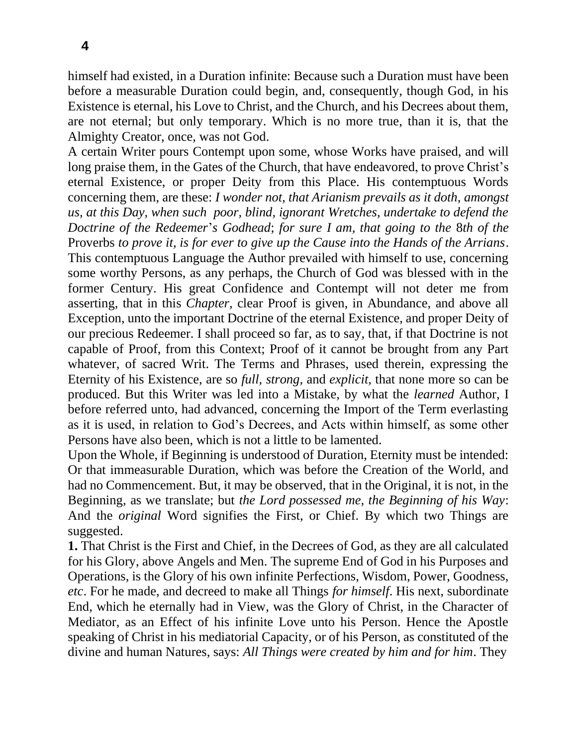himself had existed, in a Duration infinite: Because such a Duration must have been before a measurable Duration could begin, and, consequently, though God, in his Existence is eternal, his Love to Christ, and the Church, and his Decrees about them, are not eternal; but only temporary. Which is no more true, than it is, that the Almighty Creator, once, was not God.

A certain Writer pours Contempt upon some, whose Works have praised, and will long praise them, in the Gates of the Church, that have endeavored, to prove Christ's eternal Existence, or proper Deity from this Place. His contemptuous Words concerning them, are these: *I wonder not, that Arianism prevails as it doth, amongst us, at this Day, when such poor, blind, ignorant Wretches, undertake to defend the Doctrine of the Redeemer*'*s Godhead*; *for sure I am, that going to the* 8*th of the* Proverbs *to prove it, is for ever to give up the Cause into the Hands of the Arrians*. This contemptuous Language the Author prevailed with himself to use, concerning some worthy Persons, as any perhaps, the Church of God was blessed with in the former Century. His great Confidence and Contempt will not deter me from asserting, that in this *Chapter,* clear Proof is given, in Abundance, and above all Exception, unto the important Doctrine of the eternal Existence, and proper Deity of our precious Redeemer. I shall proceed so far, as to say, that, if that Doctrine is not capable of Proof, from this Context; Proof of it cannot be brought from any Part whatever, of sacred Writ. The Terms and Phrases, used therein, expressing the Eternity of his Existence, are so *full, strong,* and *explicit,* that none more so can be produced. But this Writer was led into a Mistake, by what the *learned* Author, I before referred unto, had advanced, concerning the Import of the Term everlasting as it is used, in relation to God's Decrees, and Acts within himself, as some other Persons have also been, which is not a little to be lamented.

Upon the Whole, if Beginning is understood of Duration, Eternity must be intended: Or that immeasurable Duration, which was before the Creation of the World, and had no Commencement. But, it may be observed, that in the Original, it is not, in the Beginning, as we translate; but *the Lord possessed me, the Beginning of his Way*: And the *original* Word signifies the First, or Chief. By which two Things are suggested.

**1.** That Christ is the First and Chief, in the Decrees of God, as they are all calculated for his Glory, above Angels and Men. The supreme End of God in his Purposes and Operations, is the Glory of his own infinite Perfections, Wisdom, Power, Goodness, *etc*. For he made, and decreed to make all Things *for himself*. His next, subordinate End, which he eternally had in View, was the Glory of Christ, in the Character of Mediator, as an Effect of his infinite Love unto his Person. Hence the Apostle speaking of Christ in his mediatorial Capacity, or of his Person, as constituted of the divine and human Natures, says: *All Things were created by him and for him*. They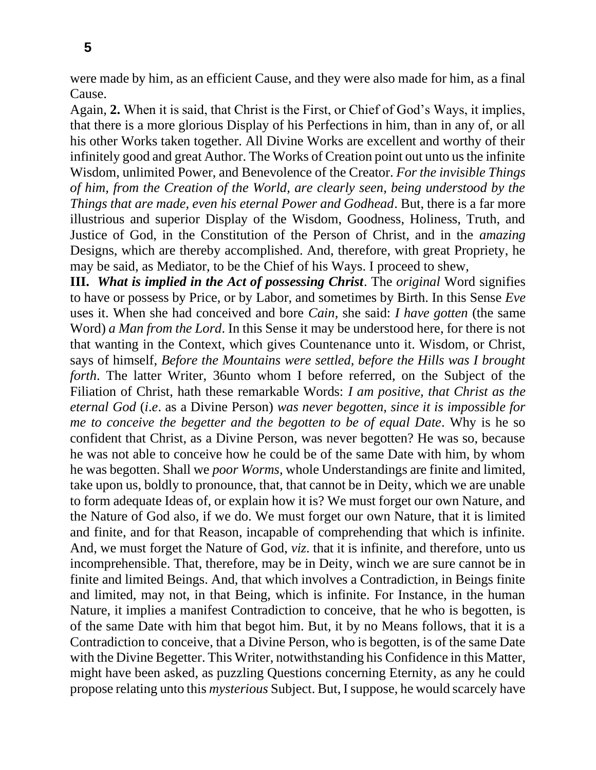were made by him, as an efficient Cause, and they were also made for him, as a final Cause.

Again, **2.** When it is said, that Christ is the First, or Chief of God's Ways, it implies, that there is a more glorious Display of his Perfections in him, than in any of, or all his other Works taken together. All Divine Works are excellent and worthy of their infinitely good and great Author. The Works of Creation point out unto us the infinite Wisdom, unlimited Power, and Benevolence of the Creator. *For the invisible Things of him, from the Creation of the World, are clearly seen, being understood by the Things that are made, even his eternal Power and Godhead*. But, there is a far more illustrious and superior Display of the Wisdom, Goodness, Holiness, Truth, and Justice of God, in the Constitution of the Person of Christ, and in the *amazing* Designs, which are thereby accomplished. And, therefore, with great Propriety, he may be said, as Mediator, to be the Chief of his Ways. I proceed to shew,

**III.** ***What is implied in the Act of possessing Christ***. The *original* Word signifies to have or possess by Price, or by Labor, and sometimes by Birth. In this Sense *Eve* uses it. When she had conceived and bore *Cain,* she said: *I have gotten* (the same Word) *a Man from the Lord*. In this Sense it may be understood here, for there is not that wanting in the Context, which gives Countenance unto it. Wisdom, or Christ, says of himself, *Before the Mountains were settled, before the Hills was I brought forth*. The latter Writer, 36unto whom I before referred, on the Subject of the Filiation of Christ, hath these remarkable Words: *I am positive, that Christ as the eternal God* (*i.e*. as a Divine Person) *was never begotten, since it is impossible for me to conceive the begetter and the begotten to be of equal Date*. Why is he so confident that Christ, as a Divine Person, was never begotten? He was so, because he was not able to conceive how he could be of the same Date with him, by whom he was begotten. Shall we *poor Worms,* whole Understandings are finite and limited, take upon us, boldly to pronounce, that, that cannot be in Deity, which we are unable to form adequate Ideas of, or explain how it is? We must forget our own Nature, and the Nature of God also, if we do. We must forget our own Nature, that it is limited and finite, and for that Reason, incapable of comprehending that which is infinite. And, we must forget the Nature of God, *viz*. that it is infinite, and therefore, unto us incomprehensible. That, therefore, may be in Deity, winch we are sure cannot be in finite and limited Beings. And, that which involves a Contradiction, in Beings finite and limited, may not, in that Being, which is infinite. For Instance, in the human Nature, it implies a manifest Contradiction to conceive, that he who is begotten, is of the same Date with him that begot him. But, it by no Means follows, that it is a Contradiction to conceive, that a Divine Person, who is begotten, is of the same Date with the Divine Begetter. This Writer, notwithstanding his Confidence in this Matter, might have been asked, as puzzling Questions concerning Eternity, as any he could propose relating unto this *mysterious* Subject. But, I suppose, he would scarcely have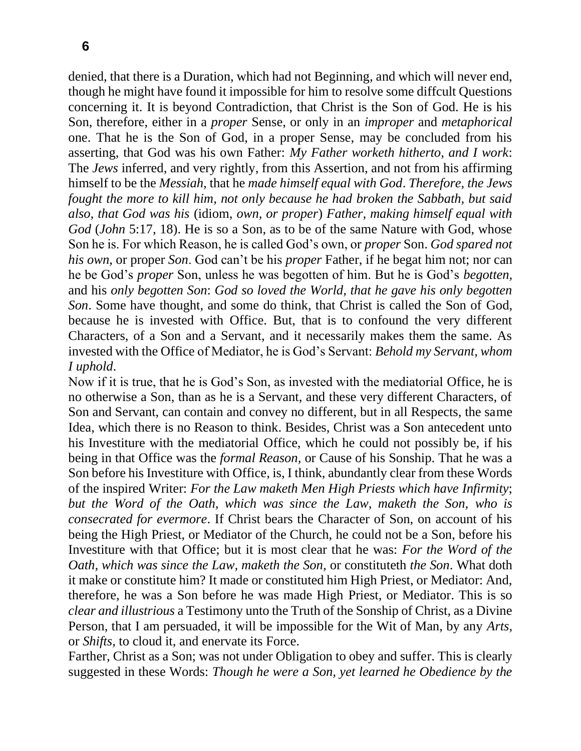denied, that there is a Duration, which had not Beginning, and which will never end, though he might have found it impossible for him to resolve some diffcult Questions concerning it. It is beyond Contradiction, that Christ is the Son of God. He is his Son, therefore, either in a *proper* Sense, or only in an *improper* and *metaphorical* one. That he is the Son of God, in a proper Sense, may be concluded from his asserting, that God was his own Father: *My Father worketh hitherto, and I work*: The *Jews* inferred, and very rightly, from this Assertion, and not from his affirming himself to be the *Messiah*, that he *made himself equal with God*. *Therefore, the Jews fought the more to kill him, not only because he had broken the Sabbath, but said also, that God was his* (idiom, *own, or proper*) *Father, making himself equal with God* (*John* 5:17, 18). He is so a Son, as to be of the same Nature with God, whose Son he is. For which Reason, he is called God's own, or *proper* Son. *God spared not his own*, or proper *Son*. God can't be his *proper* Father, if he begat him not; nor can he be God's *proper* Son, unless he was begotten of him. But he is God's *begotten*, and his *only begotten Son*: *God so loved the World, that he gave his only begotten Son*. Some have thought, and some do think, that Christ is called the Son of God, because he is invested with Office. But, that is to confound the very different Characters, of a Son and a Servant, and it necessarily makes them the same. As invested with the Office of Mediator, he is God's Servant: *Behold my Servant, whom I uphold*.

Now if it is true, that he is God's Son, as invested with the mediatorial Office, he is no otherwise a Son, than as he is a Servant, and these very different Characters, of Son and Servant, can contain and convey no different, but in all Respects, the same Idea, which there is no Reason to think. Besides, Christ was a Son antecedent unto his Investiture with the mediatorial Office, which he could not possibly be, if his being in that Office was the *formal Reason*, or Cause of his Sonship. That he was a Son before his Investiture with Office, is, I think, abundantly clear from these Words of the inspired Writer: *For the Law maketh Men High Priests which have Infirmity*; *but the Word of the Oath, which was since the Law, maketh the Son, who is consecrated for evermore*. If Christ bears the Character of Son, on account of his being the High Priest, or Mediator of the Church, he could not be a Son, before his Investiture with that Office; but it is most clear that he was: *For the Word of the Oath, which was since the Law, maketh the Son*, or constituteth *the Son*. What doth it make or constitute him? It made or constituted him High Priest, or Mediator: And, therefore, he was a Son before he was made High Priest, or Mediator. This is so *clear and illustrious* a Testimony unto the Truth of the Sonship of Christ, as a Divine Person, that I am persuaded, it will be impossible for the Wit of Man, by any *Arts*, or *Shifts*, to cloud it, and enervate its Force.

Farther, Christ as a Son; was not under Obligation to obey and suffer. This is clearly suggested in these Words: *Though he were a Son, yet learned he Obedience by the*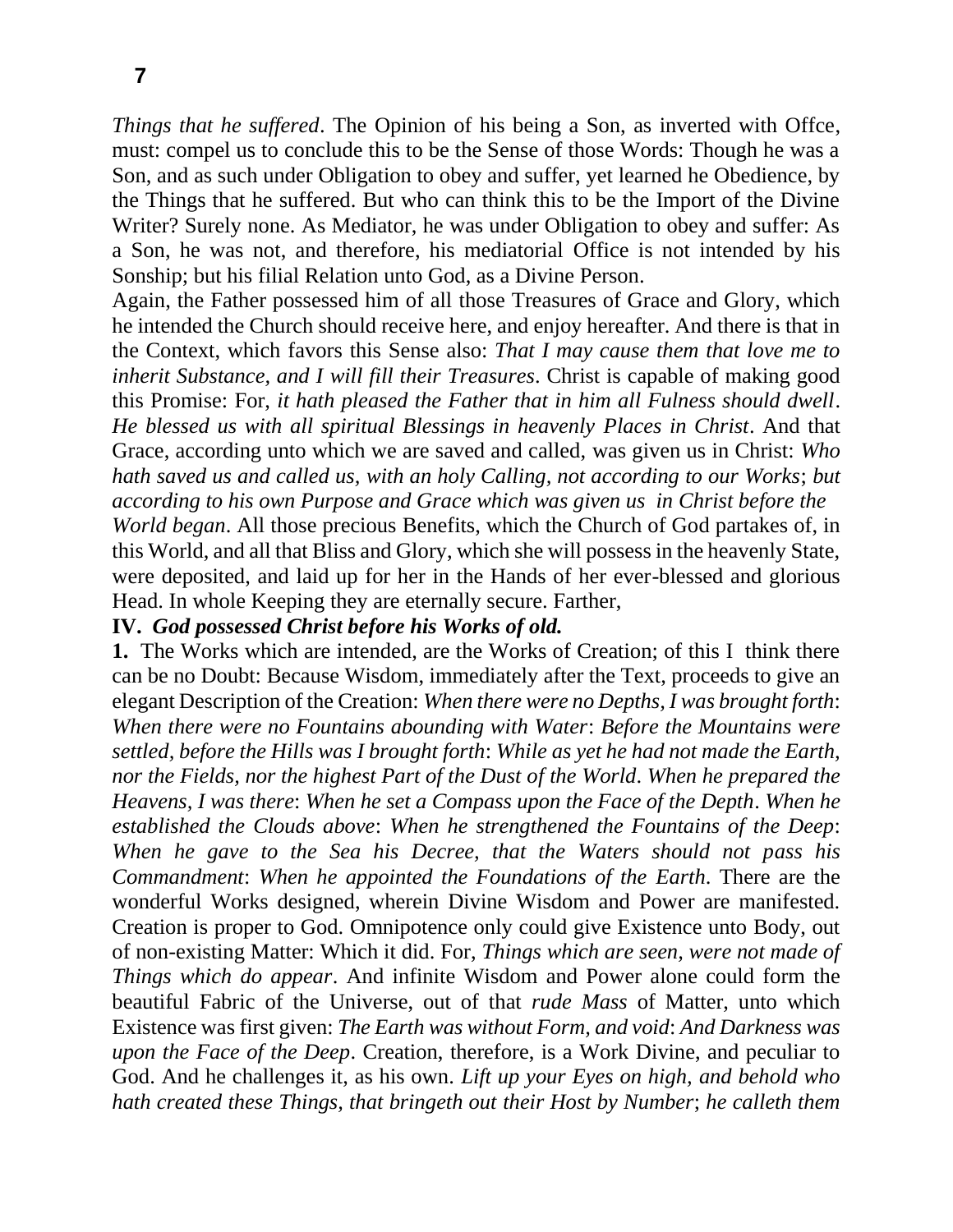*Things that he suffered*. The Opinion of his being a Son, as inverted with Offce, must: compel us to conclude this to be the Sense of those Words: Though he was a Son, and as such under Obligation to obey and suffer, yet learned he Obedience, by the Things that he suffered. But who can think this to be the Import of the Divine Writer? Surely none. As Mediator, he was under Obligation to obey and suffer: As a Son, he was not, and therefore, his mediatorial Office is not intended by his Sonship; but his filial Relation unto God, as a Divine Person.

Again, the Father possessed him of all those Treasures of Grace and Glory, which he intended the Church should receive here, and enjoy hereafter. And there is that in the Context, which favors this Sense also: *That I may cause them that love me to inherit Substance, and I will fill their Treasures*. Christ is capable of making good this Promise: For, *it hath pleased the Father that in him all Fulness should dwell*. *He blessed us with all spiritual Blessings in heavenly Places in Christ*. And that Grace, according unto which we are saved and called, was given us in Christ: *Who hath saved us and called us, with an holy Calling, not according to our Works*; *but according to his own Purpose and Grace which was given us in Christ before the World began*. All those precious Benefits, which the Church of God partakes of, in this World, and all that Bliss and Glory, which she will possess in the heavenly State, were deposited, and laid up for her in the Hands of her ever-blessed and glorious Head. In whole Keeping they are eternally secure. Farther,

**IV.** ***God possessed Christ before his Works of old.***

**1.** The Works which are intended, are the Works of Creation; of this I think there can be no Doubt: Because Wisdom, immediately after the Text, proceeds to give an elegant Description of the Creation: *When there were no Depths, I was brought forth*: *When there were no Fountains abounding with Water*: *Before the Mountains were settled, before the Hills was I brought forth*: *While as yet he had not made the Earth, nor the Fields, nor the highest Part of the Dust of the World*. *When he prepared the Heavens, I was there*: *When he set a Compass upon the Face of the Depth*. *When he established the Clouds above*: *When he strengthened the Fountains of the Deep*: *When he gave to the Sea his Decree, that the Waters should not pass his Commandment*: *When he appointed the Foundations of the Earth*. There are the wonderful Works designed, wherein Divine Wisdom and Power are manifested. Creation is proper to God. Omnipotence only could give Existence unto Body, out of non-existing Matter: Which it did. For, *Things which are seen, were not made of Things which do appear*. And infinite Wisdom and Power alone could form the beautiful Fabric of the Universe, out of that *rude Mass* of Matter, unto which Existence was first given: *The Earth was without Form, and void*: *And Darkness was upon the Face of the Deep*. Creation, therefore, is a Work Divine, and peculiar to God. And he challenges it, as his own. *Lift up your Eyes on high, and behold who hath created these Things, that bringeth out their Host by Number*; *he calleth them*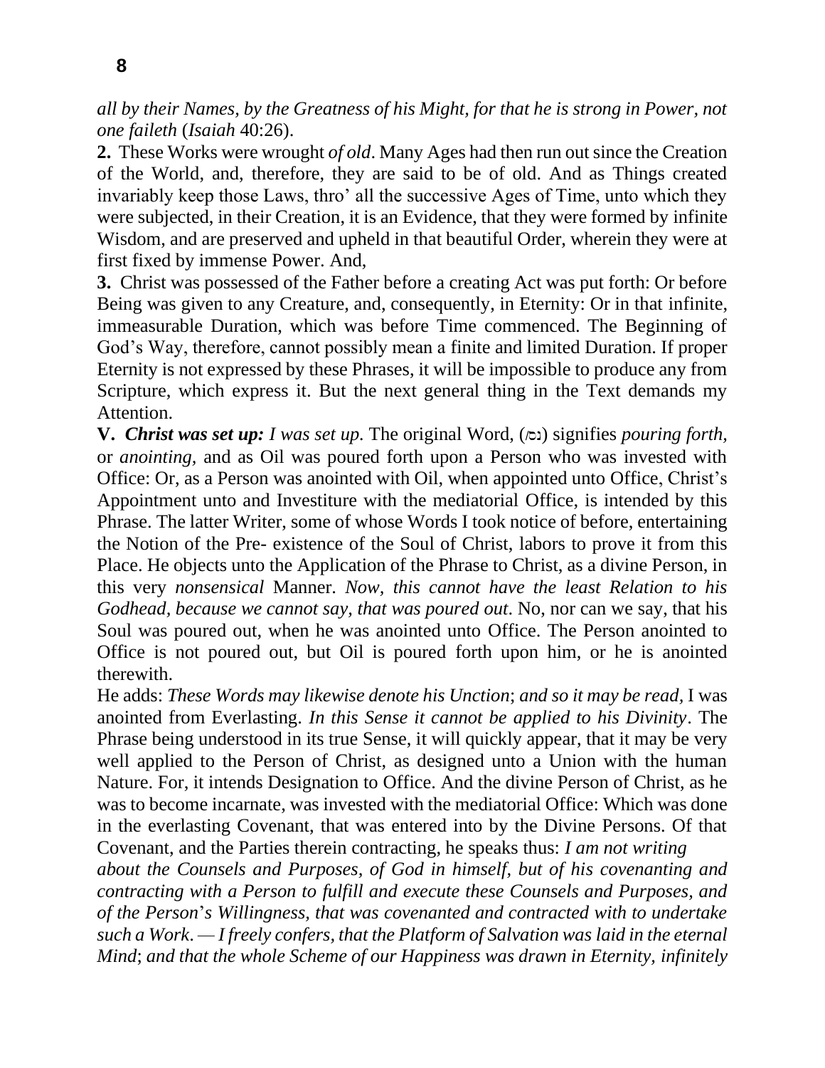*all by their Names, by the Greatness of his Might, for that he is strong in Power, not one faileth* (*Isaiah* 40:26).

**2.** These Works were wrought *of old*. Many Ages had then run out since the Creation of the World, and, therefore, they are said to be of old. And as Things created invariably keep those Laws, thro' all the successive Ages of Time, unto which they were subjected, in their Creation, it is an Evidence, that they were formed by infinite Wisdom, and are preserved and upheld in that beautiful Order, wherein they were at first fixed by immense Power. And,

**3.** Christ was possessed of the Father before a creating Act was put forth: Or before Being was given to any Creature, and, consequently, in Eternity: Or in that infinite, immeasurable Duration, which was before Time commenced. The Beginning of God's Way, therefore, cannot possibly mean a finite and limited Duration. If proper Eternity is not expressed by these Phrases, it will be impossible to produce any from Scripture, which express it. But the next general thing in the Text demands my Attention.

**V.** ***Christ was set up:*** *I was set up*. The original Word, (נסך) signifies *pouring forth*, or *anointing*, and as Oil was poured forth upon a Person who was invested with Office: Or, as a Person was anointed with Oil, when appointed unto Office, Christ's Appointment unto and Investiture with the mediatorial Office, is intended by this Phrase. The latter Writer, some of whose Words I took notice of before, entertaining the Notion of the Pre- existence of the Soul of Christ, labors to prove it from this Place. He objects unto the Application of the Phrase to Christ, as a divine Person, in this very *nonsensical* Manner. *Now, this cannot have the least Relation to his Godhead, because we cannot say, that was poured out*. No, nor can we say, that his Soul was poured out, when he was anointed unto Office. The Person anointed to Office is not poured out, but Oil is poured forth upon him, or he is anointed therewith.

He adds: *These Words may likewise denote his Unction*; *and so it may be read,* I was anointed from Everlasting. *In this Sense it cannot be applied to his Divinity*. The Phrase being understood in its true Sense, it will quickly appear, that it may be very well applied to the Person of Christ, as designed unto a Union with the human Nature. For, it intends Designation to Office. And the divine Person of Christ, as he was to become incarnate, was invested with the mediatorial Office: Which was done in the everlasting Covenant, that was entered into by the Divine Persons. Of that Covenant, and the Parties therein contracting, he speaks thus: *I am not writing about the Counsels and Purposes, of God in himself, but of his covenanting and contracting with a Person to fulfill and execute these Counsels and Purposes, and of the Person*'*s Willingness, that was covenanted and contracted with to undertake such a Work. — I freely confers, that the Platform of Salvation was laid in the eternal Mind*; *and that the whole Scheme of our Happiness was drawn in Eternity, infinitely*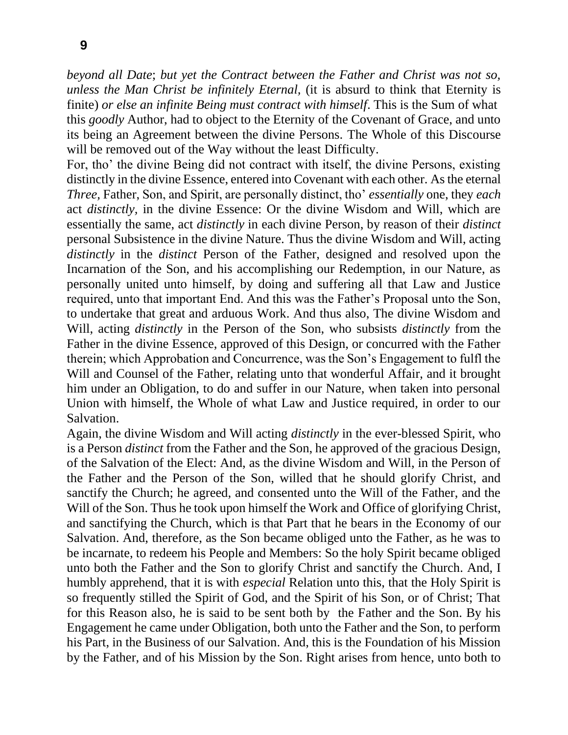*beyond all Date*; *but yet the Contract between the Father and Christ was not so, unless the Man Christ be infinitely Eternal,* (it is absurd to think that Eternity is finite) *or else an infinite Being must contract with himself*. This is the Sum of what this *goodly* Author, had to object to the Eternity of the Covenant of Grace, and unto its being an Agreement between the divine Persons. The Whole of this Discourse will be removed out of the Way without the least Difficulty.

For, tho' the divine Being did not contract with itself, the divine Persons, existing distinctly in the divine Essence, entered into Covenant with each other. As the eternal *Three,* Father, Son, and Spirit, are personally distinct, tho' *essentially* one, they *each* act *distinctly,* in the divine Essence: Or the divine Wisdom and Will, which are essentially the same, act *distinctly* in each divine Person, by reason of their *distinct* personal Subsistence in the divine Nature. Thus the divine Wisdom and Will, acting *distinctly* in the *distinct* Person of the Father, designed and resolved upon the Incarnation of the Son, and his accomplishing our Redemption, in our Nature, as personally united unto himself, by doing and suffering all that Law and Justice required, unto that important End. And this was the Father's Proposal unto the Son, to undertake that great and arduous Work. And thus also, The divine Wisdom and Will, acting *distinctly* in the Person of the Son, who subsists *distinctly* from the Father in the divine Essence, approved of this Design, or concurred with the Father therein; which Approbation and Concurrence, was the Son's Engagement to fulfl the Will and Counsel of the Father, relating unto that wonderful Affair, and it brought him under an Obligation, to do and suffer in our Nature, when taken into personal Union with himself, the Whole of what Law and Justice required, in order to our Salvation.

Again, the divine Wisdom and Will acting *distinctly* in the ever-blessed Spirit, who is a Person *distinct* from the Father and the Son, he approved of the gracious Design, of the Salvation of the Elect: And, as the divine Wisdom and Will, in the Person of the Father and the Person of the Son, willed that he should glorify Christ, and sanctify the Church; he agreed, and consented unto the Will of the Father, and the Will of the Son. Thus he took upon himself the Work and Office of glorifying Christ, and sanctifying the Church, which is that Part that he bears in the Economy of our Salvation. And, therefore, as the Son became obliged unto the Father, as he was to be incarnate, to redeem his People and Members: So the holy Spirit became obliged unto both the Father and the Son to glorify Christ and sanctify the Church. And, I humbly apprehend, that it is with *especial* Relation unto this, that the Holy Spirit is so frequently stilled the Spirit of God, and the Spirit of his Son, or of Christ; That for this Reason also, he is said to be sent both by the Father and the Son. By his Engagement he came under Obligation, both unto the Father and the Son, to perform his Part, in the Business of our Salvation. And, this is the Foundation of his Mission by the Father, and of his Mission by the Son. Right arises from hence, unto both to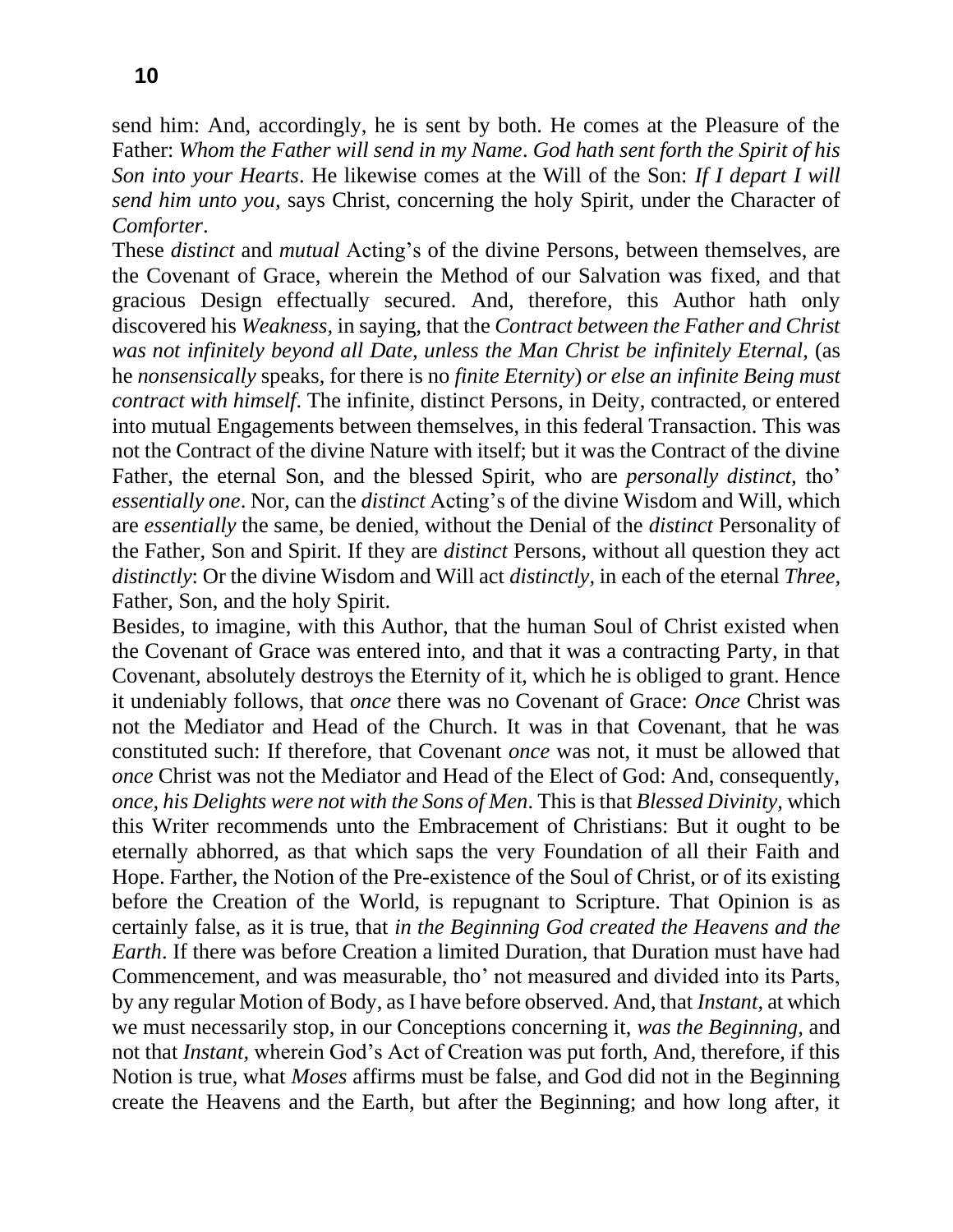send him: And, accordingly, he is sent by both. He comes at the Pleasure of the Father: *Whom the Father will send in my Name*. *God hath sent forth the Spirit of his Son into your Hearts*. He likewise comes at the Will of the Son: *If I depart I will send him unto you,* says Christ, concerning the holy Spirit, under the Character of *Comforter*.

These *distinct* and *mutual* Acting's of the divine Persons, between themselves, are the Covenant of Grace, wherein the Method of our Salvation was fixed, and that gracious Design effectually secured. And, therefore, this Author hath only discovered his *Weakness,* in saying, that the *Contract between the Father and Christ was not infinitely beyond all Date, unless the Man Christ be infinitely Eternal,* (as he *nonsensically* speaks, for there is no *finite Eternity*) *or else an infinite Being must contract with himself*. The infinite, distinct Persons, in Deity, contracted, or entered into mutual Engagements between themselves, in this federal Transaction. This was not the Contract of the divine Nature with itself; but it was the Contract of the divine Father, the eternal Son, and the blessed Spirit, who are *personally distinct,* tho' *essentially one*. Nor, can the *distinct* Acting's of the divine Wisdom and Will, which are *essentially* the same, be denied, without the Denial of the *distinct* Personality of the Father, Son and Spirit. If they are *distinct* Persons, without all question they act *distinctly*: Or the divine Wisdom and Will act *distinctly,* in each of the eternal *Three,* Father, Son, and the holy Spirit.

Besides, to imagine, with this Author, that the human Soul of Christ existed when the Covenant of Grace was entered into, and that it was a contracting Party, in that Covenant, absolutely destroys the Eternity of it, which he is obliged to grant. Hence it undeniably follows, that *once* there was no Covenant of Grace: *Once* Christ was not the Mediator and Head of the Church. It was in that Covenant, that he was constituted such: If therefore, that Covenant *once* was not, it must be allowed that *once* Christ was not the Mediator and Head of the Elect of God: And, consequently, *once, his Delights were not with the Sons of Men*. This is that *Blessed Divinity,* which this Writer recommends unto the Embracement of Christians: But it ought to be eternally abhorred, as that which saps the very Foundation of all their Faith and Hope. Farther, the Notion of the Pre-existence of the Soul of Christ, or of its existing before the Creation of the World, is repugnant to Scripture. That Opinion is as certainly false, as it is true, that *in the Beginning God created the Heavens and the Earth*. If there was before Creation a limited Duration, that Duration must have had Commencement, and was measurable, tho' not measured and divided into its Parts, by any regular Motion of Body, as I have before observed. And, that *Instant,* at which we must necessarily stop, in our Conceptions concerning it, *was the Beginning,* and not that *Instant,* wherein God's Act of Creation was put forth, And, therefore, if this Notion is true, what *Moses* affirms must be false, and God did not in the Beginning create the Heavens and the Earth, but after the Beginning; and how long after, it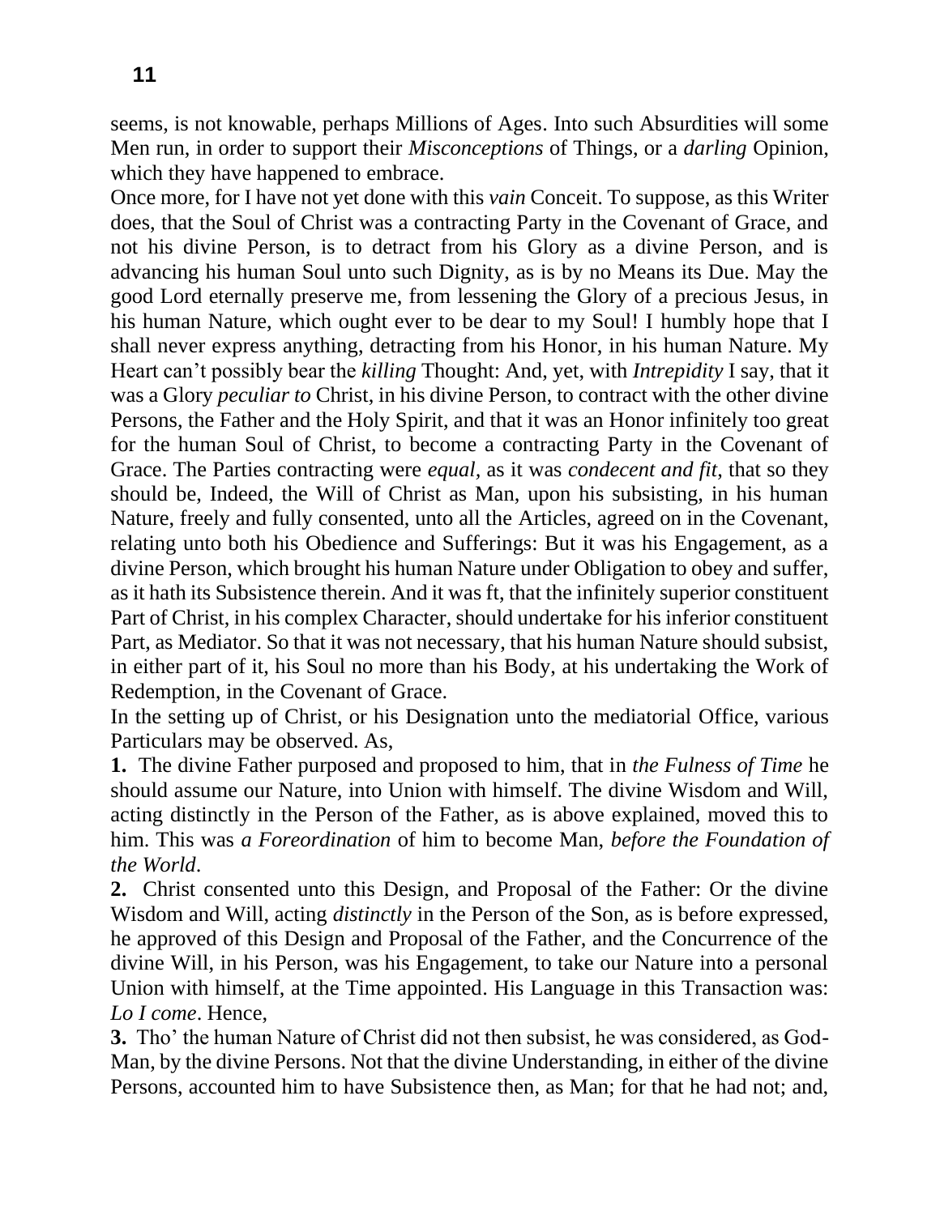seems, is not knowable, perhaps Millions of Ages. Into such Absurdities will some Men run, in order to support their *Misconceptions* of Things, or a *darling* Opinion, which they have happened to embrace.

Once more, for I have not yet done with this *vain* Conceit. To suppose, as this Writer does, that the Soul of Christ was a contracting Party in the Covenant of Grace, and not his divine Person, is to detract from his Glory as a divine Person, and is advancing his human Soul unto such Dignity, as is by no Means its Due. May the good Lord eternally preserve me, from lessening the Glory of a precious Jesus, in his human Nature, which ought ever to be dear to my Soul! I humbly hope that I shall never express anything, detracting from his Honor, in his human Nature. My Heart can't possibly bear the *killing* Thought: And, yet, with *Intrepidity* I say, that it was a Glory *peculiar to* Christ, in his divine Person, to contract with the other divine Persons, the Father and the Holy Spirit, and that it was an Honor infinitely too great for the human Soul of Christ, to become a contracting Party in the Covenant of Grace. The Parties contracting were *equal*, as it was *condecent and fit*, that so they should be, Indeed, the Will of Christ as Man, upon his subsisting, in his human Nature, freely and fully consented, unto all the Articles, agreed on in the Covenant, relating unto both his Obedience and Sufferings: But it was his Engagement, as a divine Person, which brought his human Nature under Obligation to obey and suffer, as it hath its Subsistence therein. And it was ft, that the infinitely superior constituent Part of Christ, in his complex Character, should undertake for his inferior constituent Part, as Mediator. So that it was not necessary, that his human Nature should subsist, in either part of it, his Soul no more than his Body, at his undertaking the Work of Redemption, in the Covenant of Grace.

In the setting up of Christ, or his Designation unto the mediatorial Office, various Particulars may be observed. As,

**1.** The divine Father purposed and proposed to him, that in *the Fulness of Time* he should assume our Nature, into Union with himself. The divine Wisdom and Will, acting distinctly in the Person of the Father, as is above explained, moved this to him. This was *a Foreordination* of him to become Man, *before the Foundation of the World*.

**2.** Christ consented unto this Design, and Proposal of the Father: Or the divine Wisdom and Will, acting *distinctly* in the Person of the Son, as is before expressed, he approved of this Design and Proposal of the Father, and the Concurrence of the divine Will, in his Person, was his Engagement, to take our Nature into a personal Union with himself, at the Time appointed. His Language in this Transaction was: *Lo I come*. Hence,

**3.** Tho' the human Nature of Christ did not then subsist, he was considered, as God-Man, by the divine Persons. Not that the divine Understanding, in either of the divine Persons, accounted him to have Subsistence then, as Man; for that he had not; and,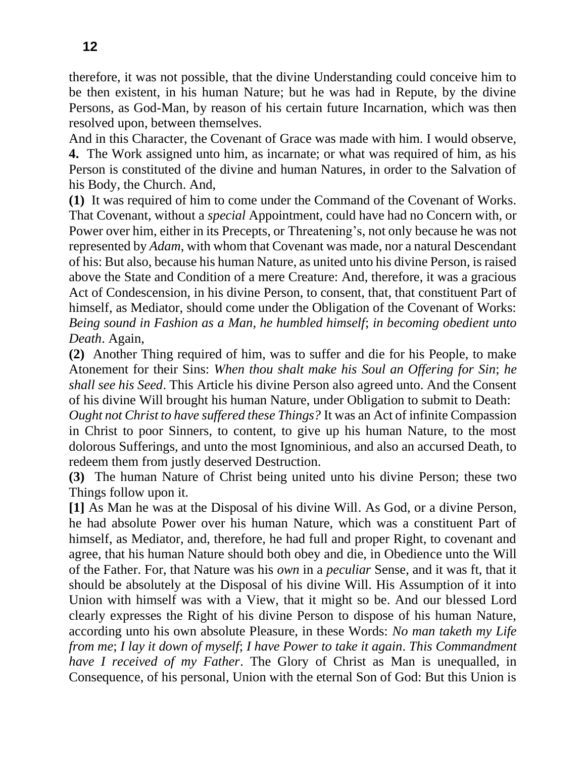therefore, it was not possible, that the divine Understanding could conceive him to be then existent, in his human Nature; but he was had in Repute, by the divine Persons, as God-Man, by reason of his certain future Incarnation, which was then resolved upon, between themselves.

And in this Character, the Covenant of Grace was made with him. I would observe,

**4.** The Work assigned unto him, as incarnate; or what was required of him, as his Person is constituted of the divine and human Natures, in order to the Salvation of his Body, the Church. And,

**(1)** It was required of him to come under the Command of the Covenant of Works. That Covenant, without a *special* Appointment, could have had no Concern with, or Power over him, either in its Precepts, or Threatening's, not only because he was not represented by *Adam*, with whom that Covenant was made, nor a natural Descendant of his: But also, because his human Nature, as united unto his divine Person, is raised above the State and Condition of a mere Creature: And, therefore, it was a gracious Act of Condescension, in his divine Person, to consent, that, that constituent Part of himself, as Mediator, should come under the Obligation of the Covenant of Works: *Being sound in Fashion as a Man, he humbled himself*; *in becoming obedient unto Death*. Again,

**(2)** Another Thing required of him, was to suffer and die for his People, to make Atonement for their Sins: *When thou shalt make his Soul an Offering for Sin*; *he shall see his Seed*. This Article his divine Person also agreed unto. And the Consent of his divine Will brought his human Nature, under Obligation to submit to Death: *Ought not Christ to have suffered these Things?* It was an Act of infinite Compassion in Christ to poor Sinners, to content, to give up his human Nature, to the most dolorous Sufferings, and unto the most Ignominious, and also an accursed Death, to redeem them from justly deserved Destruction.

**(3)** The human Nature of Christ being united unto his divine Person; these two Things follow upon it.

**[1]** As Man he was at the Disposal of his divine Will. As God, or a divine Person, he had absolute Power over his human Nature, which was a constituent Part of himself, as Mediator, and, therefore, he had full and proper Right, to covenant and agree, that his human Nature should both obey and die, in Obedience unto the Will of the Father. For, that Nature was his *own* in a *peculiar* Sense, and it was ft, that it should be absolutely at the Disposal of his divine Will. His Assumption of it into Union with himself was with a View, that it might so be. And our blessed Lord clearly expresses the Right of his divine Person to dispose of his human Nature, according unto his own absolute Pleasure, in these Words: *No man taketh my Life from me*; *I lay it down of myself*; *I have Power to take it again*. *This Commandment have I received of my Father*. The Glory of Christ as Man is unequalled, in Consequence, of his personal, Union with the eternal Son of God: But this Union is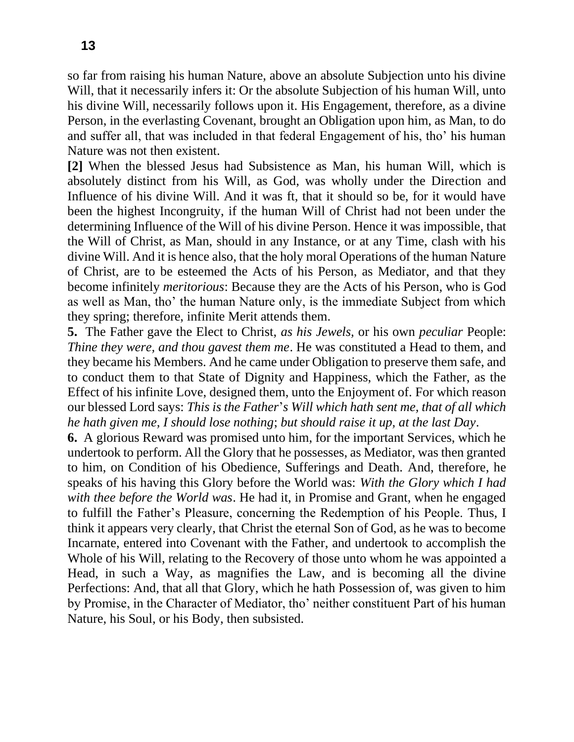so far from raising his human Nature, above an absolute Subjection unto his divine Will, that it necessarily infers it: Or the absolute Subjection of his human Will, unto his divine Will, necessarily follows upon it. His Engagement, therefore, as a divine Person, in the everlasting Covenant, brought an Obligation upon him, as Man, to do and suffer all, that was included in that federal Engagement of his, tho' his human Nature was not then existent.

**[2]** When the blessed Jesus had Subsistence as Man, his human Will, which is absolutely distinct from his Will, as God, was wholly under the Direction and Influence of his divine Will. And it was ft, that it should so be, for it would have been the highest Incongruity, if the human Will of Christ had not been under the determining Influence of the Will of his divine Person. Hence it was impossible, that the Will of Christ, as Man, should in any Instance, or at any Time, clash with his divine Will. And it is hence also, that the holy moral Operations of the human Nature of Christ, are to be esteemed the Acts of his Person, as Mediator, and that they become infinitely *meritorious*: Because they are the Acts of his Person, who is God as well as Man, tho' the human Nature only, is the immediate Subject from which they spring; therefore, infinite Merit attends them.

**5.** The Father gave the Elect to Christ, *as his Jewels,* or his own *peculiar* People: *Thine they were, and thou gavest them me*. He was constituted a Head to them, and they became his Members. And he came under Obligation to preserve them safe, and to conduct them to that State of Dignity and Happiness, which the Father, as the Effect of his infinite Love, designed them, unto the Enjoyment of. For which reason our blessed Lord says: *This is the Father*'*s Will which hath sent me, that of all which he hath given me, I should lose nothing*; *but should raise it up, at the last Day*.

**6.** A glorious Reward was promised unto him, for the important Services, which he undertook to perform. All the Glory that he possesses, as Mediator, was then granted to him, on Condition of his Obedience, Sufferings and Death. And, therefore, he speaks of his having this Glory before the World was: *With the Glory which I had with thee before the World was*. He had it, in Promise and Grant, when he engaged to fulfill the Father's Pleasure, concerning the Redemption of his People. Thus, I think it appears very clearly, that Christ the eternal Son of God, as he was to become Incarnate, entered into Covenant with the Father, and undertook to accomplish the Whole of his Will, relating to the Recovery of those unto whom he was appointed a Head, in such a Way, as magnifies the Law, and is becoming all the divine Perfections: And, that all that Glory, which he hath Possession of, was given to him by Promise, in the Character of Mediator, tho' neither constituent Part of his human Nature, his Soul, or his Body, then subsisted.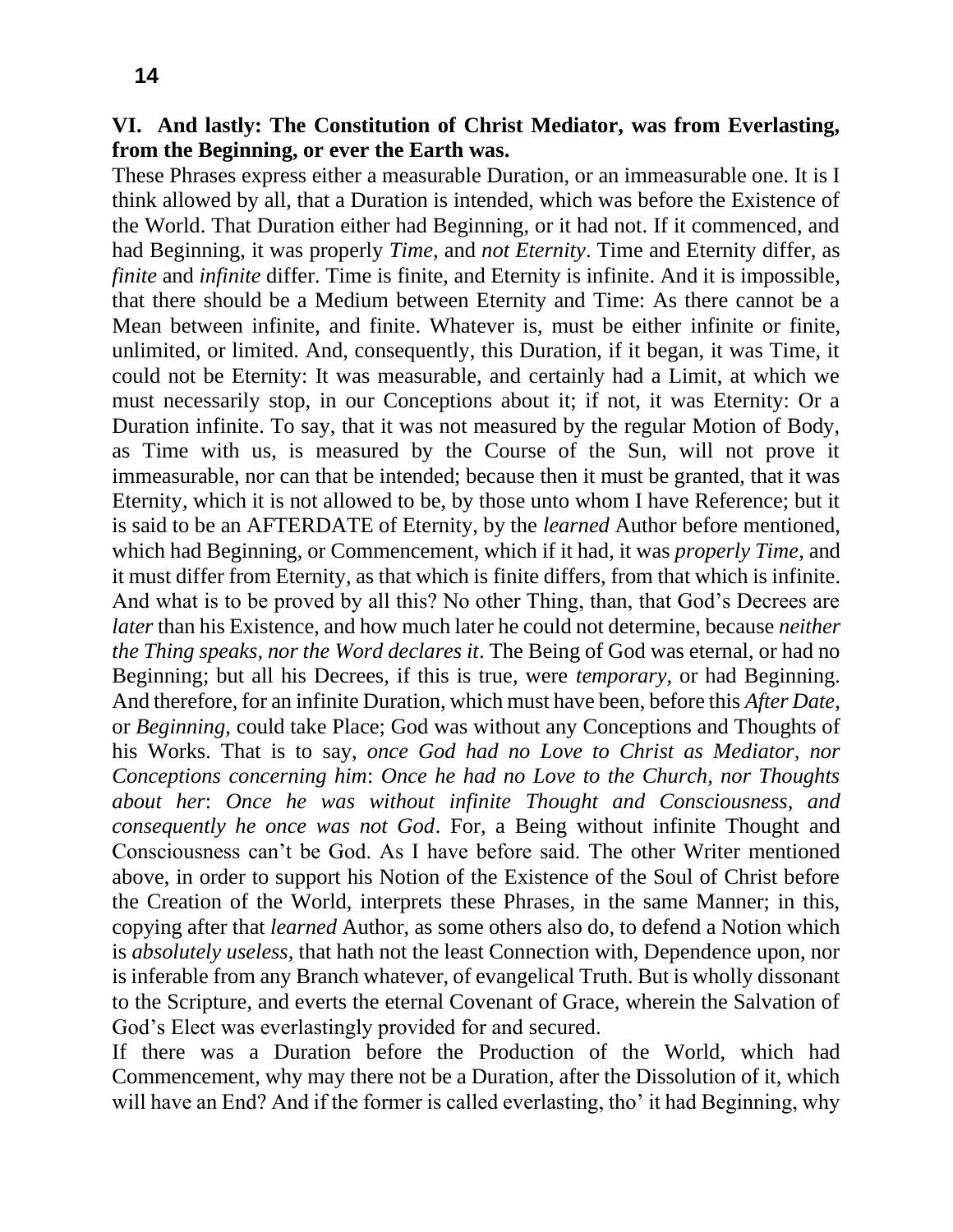**VI. And lastly: The Constitution of Christ Mediator, was from Everlasting, from the Beginning, or ever the Earth was.**

These Phrases express either a measurable Duration, or an immeasurable one. It is I think allowed by all, that a Duration is intended, which was before the Existence of the World. That Duration either had Beginning, or it had not. If it commenced, and had Beginning, it was properly *Time,* and *not Eternity*. Time and Eternity differ, as *finite* and *infinite* differ. Time is finite, and Eternity is infinite. And it is impossible, that there should be a Medium between Eternity and Time: As there cannot be a Mean between infinite, and finite. Whatever is, must be either infinite or finite, unlimited, or limited. And, consequently, this Duration, if it began, it was Time, it could not be Eternity: It was measurable, and certainly had a Limit, at which we must necessarily stop, in our Conceptions about it; if not, it was Eternity: Or a Duration infinite. To say, that it was not measured by the regular Motion of Body, as Time with us, is measured by the Course of the Sun, will not prove it immeasurable, nor can that be intended; because then it must be granted, that it was Eternity, which it is not allowed to be, by those unto whom I have Reference; but it is said to be an AFTERDATE of Eternity, by the *learned* Author before mentioned, which had Beginning, or Commencement, which if it had, it was *properly Time,* and it must differ from Eternity, as that which is finite differs, from that which is infinite. And what is to be proved by all this? No other Thing, than, that God's Decrees are *later* than his Existence, and how much later he could not determine, because *neither the Thing speaks, nor the Word declares it*. The Being of God was eternal, or had no Beginning; but all his Decrees, if this is true, were *temporary,* or had Beginning. And therefore, for an infinite Duration, which must have been, before this *After Date,* or *Beginning,* could take Place; God was without any Conceptions and Thoughts of his Works. That is to say, *once God had no Love to Christ as Mediator, nor Conceptions concerning him*: *Once he had no Love to the Church, nor Thoughts about her*: *Once he was without infinite Thought and Consciousness, and consequently he once was not God*. For, a Being without infinite Thought and Consciousness can't be God. As I have before said. The other Writer mentioned above, in order to support his Notion of the Existence of the Soul of Christ before the Creation of the World, interprets these Phrases, in the same Manner; in this, copying after that *learned* Author, as some others also do, to defend a Notion which is *absolutely useless,* that hath not the least Connection with, Dependence upon, nor is inferable from any Branch whatever, of evangelical Truth. But is wholly dissonant to the Scripture, and everts the eternal Covenant of Grace, wherein the Salvation of God's Elect was everlastingly provided for and secured.

If there was a Duration before the Production of the World, which had Commencement, why may there not be a Duration, after the Dissolution of it, which will have an End? And if the former is called everlasting, tho' it had Beginning, why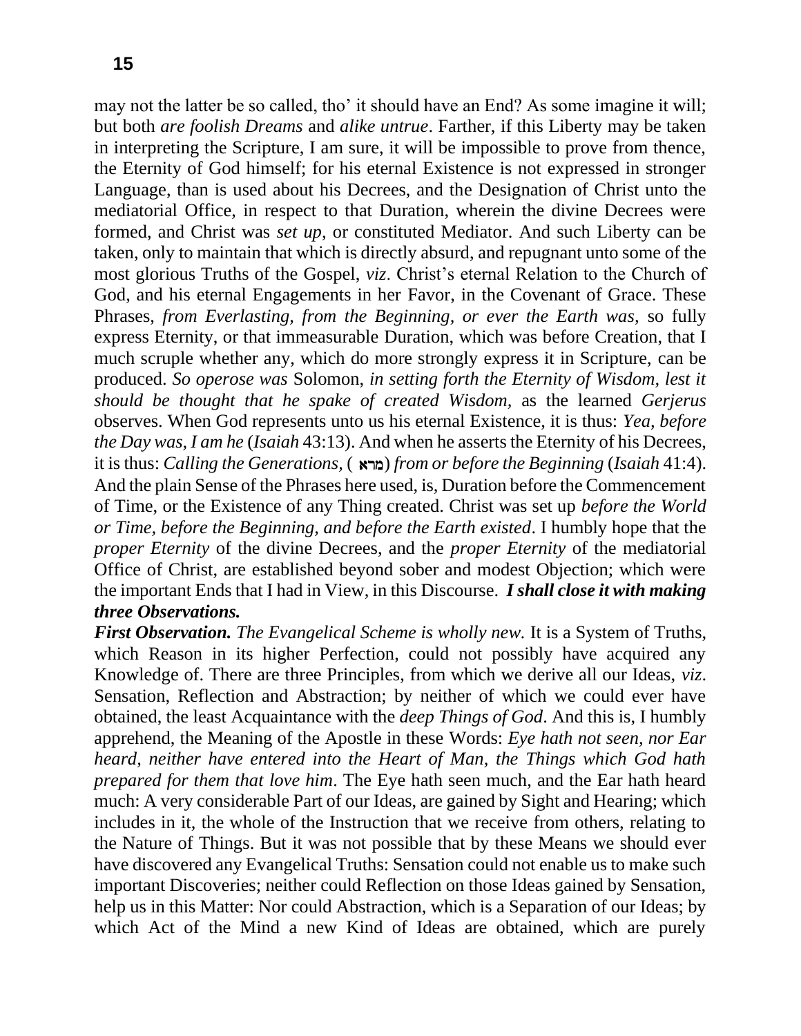may not the latter be so called, tho' it should have an End? As some imagine it will; but both *are foolish Dreams* and *alike untrue*. Farther, if this Liberty may be taken in interpreting the Scripture, I am sure, it will be impossible to prove from thence, the Eternity of God himself; for his eternal Existence is not expressed in stronger Language, than is used about his Decrees, and the Designation of Christ unto the mediatorial Office, in respect to that Duration, wherein the divine Decrees were formed, and Christ was *set up,* or constituted Mediator. And such Liberty can be taken, only to maintain that which is directly absurd, and repugnant unto some of the most glorious Truths of the Gospel, *viz*. Christ's eternal Relation to the Church of God, and his eternal Engagements in her Favor, in the Covenant of Grace. These Phrases, *from Everlasting, from the Beginning, or ever the Earth was,* so fully express Eternity, or that immeasurable Duration, which was before Creation, that I much scruple whether any, which do more strongly express it in Scripture, can be produced. *So operose was* Solomon, *in setting forth the Eternity of Wisdom, lest it should be thought that he spake of created Wisdom,* as the learned *Gerjerus* observes. When God represents unto us his eternal Existence, it is thus: *Yea, before the Day was, I am he* (*Isaiah* 43:13). And when he asserts the Eternity of his Decrees, it is thus: *Calling the Generations,* ( מרא) *from or before the Beginning* (*Isaiah* 41:4). And the plain Sense of the Phrases here used, is, Duration before the Commencement of Time, or the Existence of any Thing created. Christ was set up *before the World or Time, before the Beginning, and before the Earth existed*. I humbly hope that the *proper Eternity* of the divine Decrees, and the *proper Eternity* of the mediatorial Office of Christ, are established beyond sober and modest Objection; which were the important Ends that I had in View, in this Discourse. ***I shall close it with making three Observations.***

***First Observation.*** *The Evangelical Scheme is wholly new.* It is a System of Truths, which Reason in its higher Perfection, could not possibly have acquired any Knowledge of. There are three Principles, from which we derive all our Ideas, *viz*. Sensation, Reflection and Abstraction; by neither of which we could ever have obtained, the least Acquaintance with the *deep Things of God*. And this is, I humbly apprehend, the Meaning of the Apostle in these Words: *Eye hath not seen, nor Ear heard, neither have entered into the Heart of Man, the Things which God hath prepared for them that love him*. The Eye hath seen much, and the Ear hath heard much: A very considerable Part of our Ideas, are gained by Sight and Hearing; which includes in it, the whole of the Instruction that we receive from others, relating to the Nature of Things. But it was not possible that by these Means we should ever have discovered any Evangelical Truths: Sensation could not enable us to make such important Discoveries; neither could Reflection on those Ideas gained by Sensation, help us in this Matter: Nor could Abstraction, which is a Separation of our Ideas; by which Act of the Mind a new Kind of Ideas are obtained, which are purely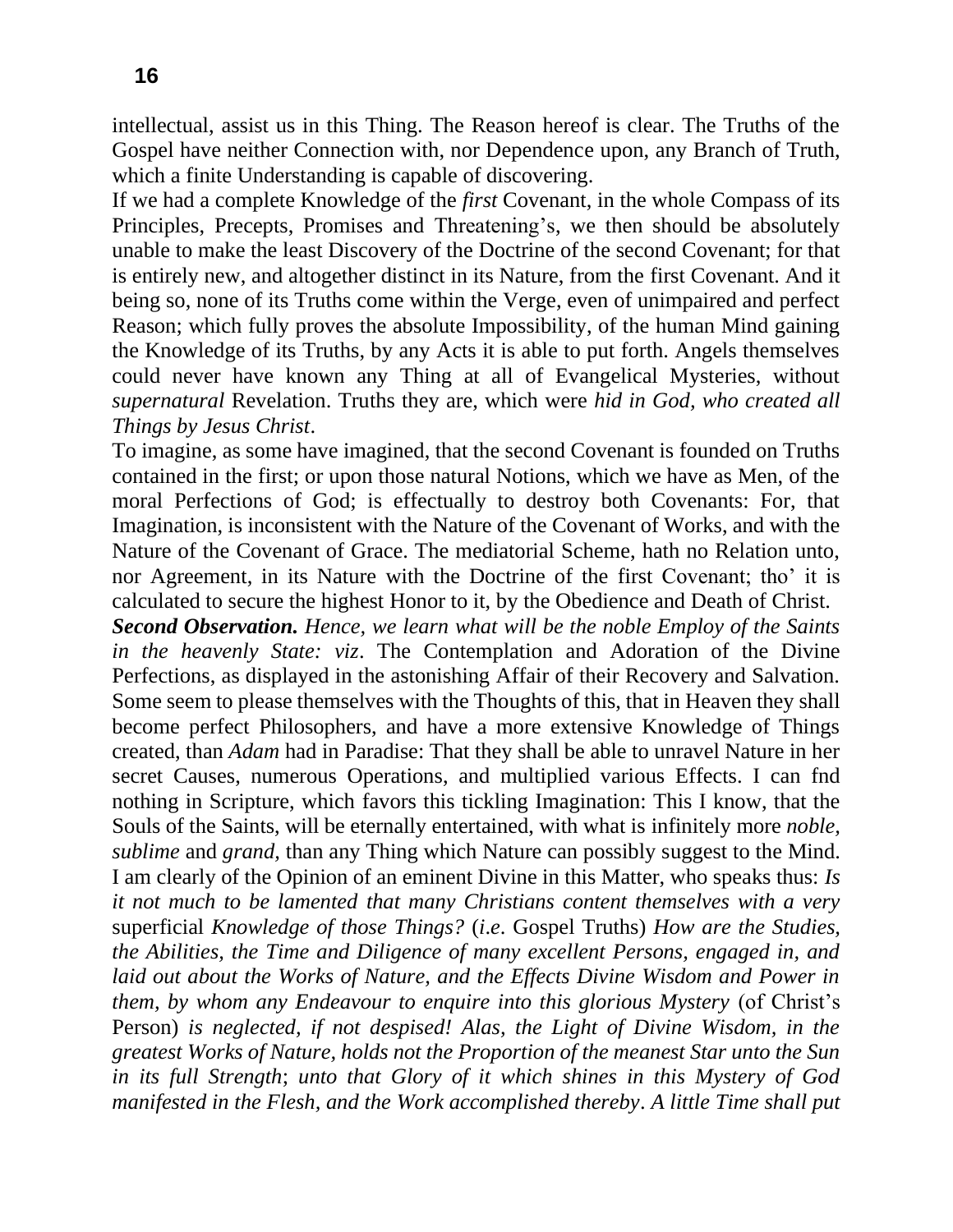intellectual, assist us in this Thing. The Reason hereof is clear. The Truths of the Gospel have neither Connection with, nor Dependence upon, any Branch of Truth, which a finite Understanding is capable of discovering.

If we had a complete Knowledge of the *first* Covenant, in the whole Compass of its Principles, Precepts, Promises and Threatening's, we then should be absolutely unable to make the least Discovery of the Doctrine of the second Covenant; for that is entirely new, and altogether distinct in its Nature, from the first Covenant. And it being so, none of its Truths come within the Verge, even of unimpaired and perfect Reason; which fully proves the absolute Impossibility, of the human Mind gaining the Knowledge of its Truths, by any Acts it is able to put forth. Angels themselves could never have known any Thing at all of Evangelical Mysteries, without *supernatural* Revelation. Truths they are, which were *hid in God, who created all Things by Jesus Christ*.

To imagine, as some have imagined, that the second Covenant is founded on Truths contained in the first; or upon those natural Notions, which we have as Men, of the moral Perfections of God; is effectually to destroy both Covenants: For, that Imagination, is inconsistent with the Nature of the Covenant of Works, and with the Nature of the Covenant of Grace. The mediatorial Scheme, hath no Relation unto, nor Agreement, in its Nature with the Doctrine of the first Covenant; tho' it is calculated to secure the highest Honor to it, by the Obedience and Death of Christ.

***Second Observation.*** *Hence, we learn what will be the noble Employ of the Saints in the heavenly State: viz*. The Contemplation and Adoration of the Divine Perfections, as displayed in the astonishing Affair of their Recovery and Salvation. Some seem to please themselves with the Thoughts of this, that in Heaven they shall become perfect Philosophers, and have a more extensive Knowledge of Things created, than *Adam* had in Paradise: That they shall be able to unravel Nature in her secret Causes, numerous Operations, and multiplied various Effects. I can fnd nothing in Scripture, which favors this tickling Imagination: This I know, that the Souls of the Saints, will be eternally entertained, with what is infinitely more *noble, sublime* and *grand,* than any Thing which Nature can possibly suggest to the Mind. I am clearly of the Opinion of an eminent Divine in this Matter, who speaks thus: *Is it not much to be lamented that many Christians content themselves with a very* superficial *Knowledge of those Things?* (*i.e*. Gospel Truths) *How are the Studies, the Abilities, the Time and Diligence of many excellent Persons, engaged in, and laid out about the Works of Nature, and the Effects Divine Wisdom and Power in them, by whom any Endeavour to enquire into this glorious Mystery* (of Christ's Person) *is neglected, if not despised! Alas, the Light of Divine Wisdom, in the greatest Works of Nature, holds not the Proportion of the meanest Star unto the Sun in its full Strength*; *unto that Glory of it which shines in this Mystery of God manifested in the Flesh, and the Work accomplished thereby*. *A little Time shall put*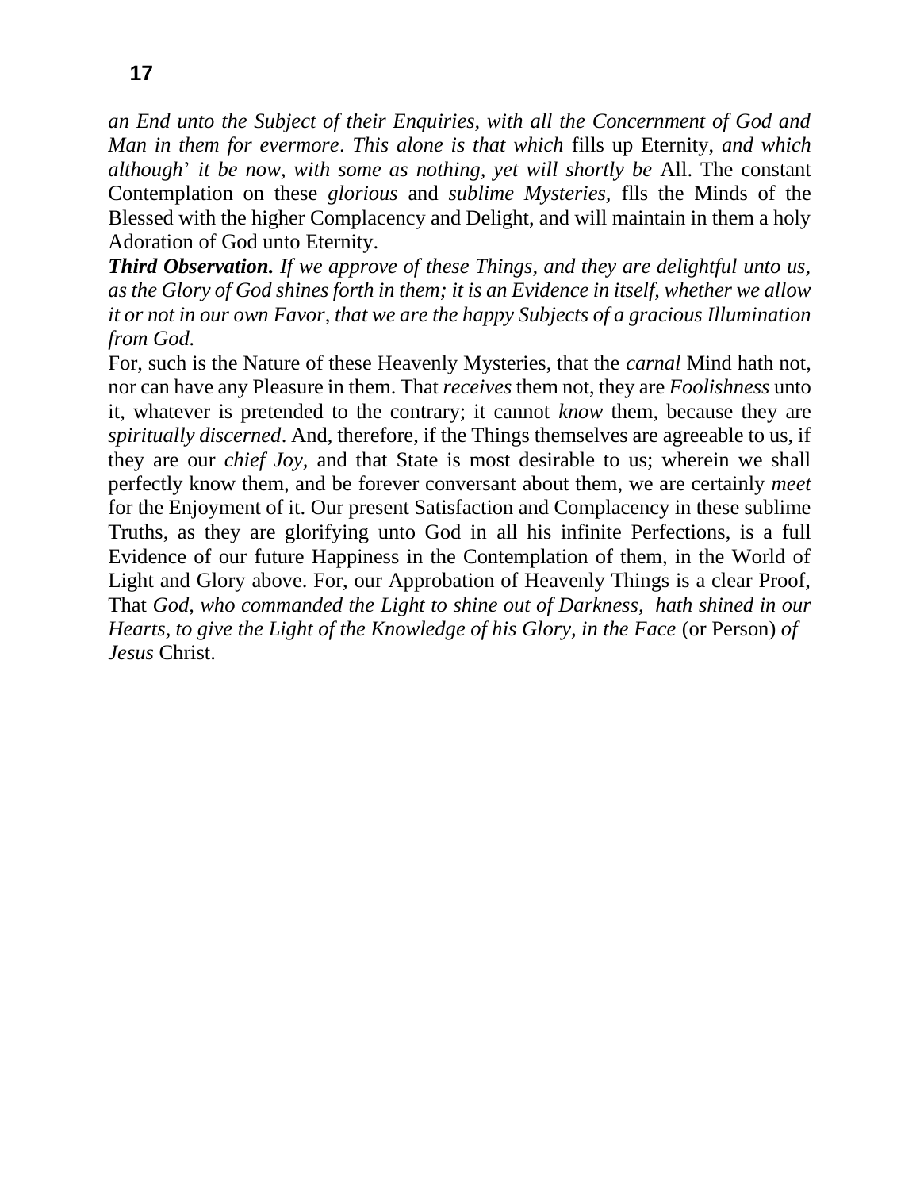*an End unto the Subject of their Enquiries, with all the Concernment of God and Man in them for evermore*. *This alone is that which* fills up Eternity, *and which although*' *it be now, with some as nothing, yet will shortly be* All. The constant Contemplation on these *glorious* and *sublime Mysteries,* flls the Minds of the Blessed with the higher Complacency and Delight, and will maintain in them a holy Adoration of God unto Eternity.

***Third Observation.*** *If we approve of these Things, and they are delightful unto us, as the Glory of God shines forth in them; it is an Evidence in itself, whether we allow it or not in our own Favor, that we are the happy Subjects of a gracious Illumination from God.*

For, such is the Nature of these Heavenly Mysteries, that the *carnal* Mind hath not, nor can have any Pleasure in them. That *receives* them not, they are *Foolishness* unto it, whatever is pretended to the contrary; it cannot *know* them, because they are *spiritually discerned*. And, therefore, if the Things themselves are agreeable to us, if they are our *chief Joy,* and that State is most desirable to us; wherein we shall perfectly know them, and be forever conversant about them, we are certainly *meet* for the Enjoyment of it. Our present Satisfaction and Complacency in these sublime Truths, as they are glorifying unto God in all his infinite Perfections, is a full Evidence of our future Happiness in the Contemplation of them, in the World of Light and Glory above. For, our Approbation of Heavenly Things is a clear Proof, That *God, who commanded the Light to shine out of Darkness, hath shined in our Hearts, to give the Light of the Knowledge of his Glory, in the Face* (or Person) *of Jesus* Christ.